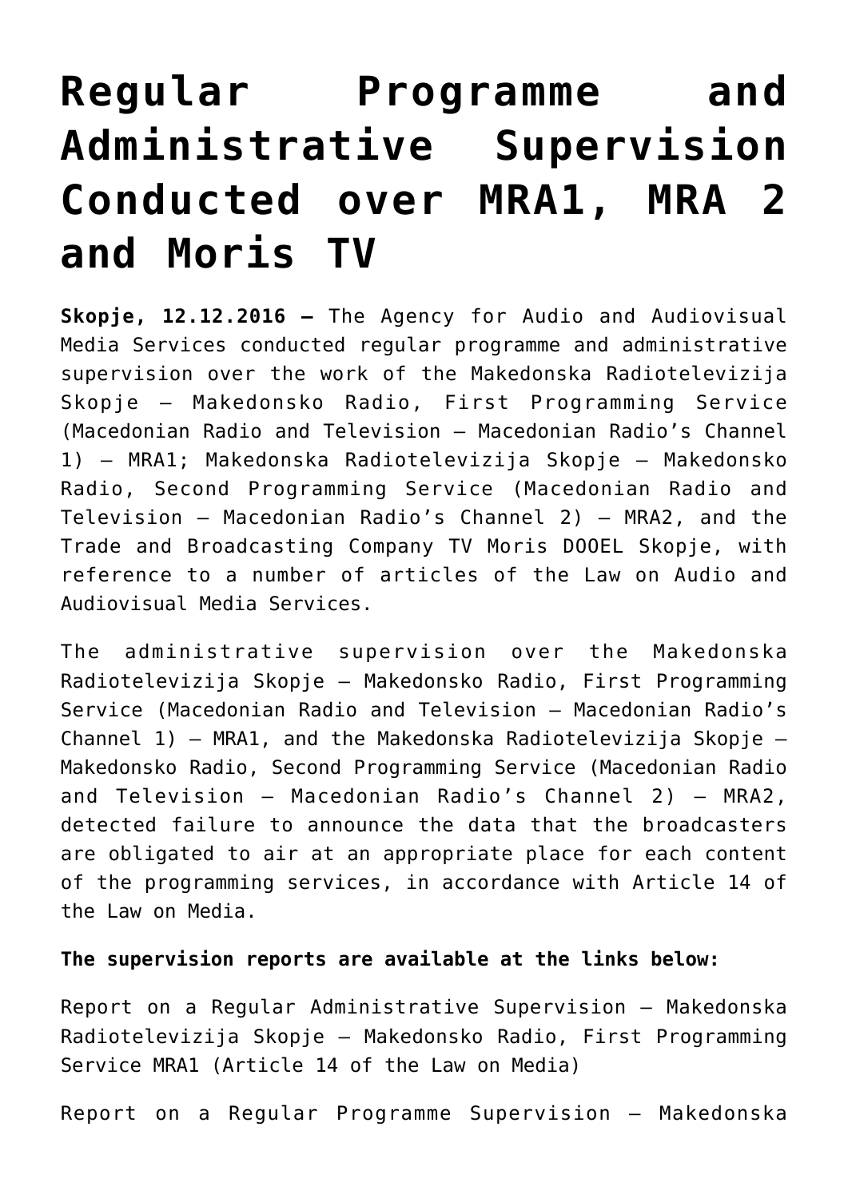# Regular Programme and Administrative Supervision Conducted over MRA1, MRA 2 and Moris TV

**Skopje, 12.12.2016 –** The Agency for Audio and Audiovisual Media Services conducted regular programme and administrative supervision over the work of the Makedonska Radiotelevizija Skopje – Makedonsko Radio, First Programming Service (Macedonian Radio and Television – Macedonian Radio's Channel 1) – MRA1; Makedonska Radiotelevizija Skopje – Makedonsko Radio, Second Programming Service (Macedonian Radio and Television – Macedonian Radio's Channel 2) – MRA2, and the Trade and Broadcasting Company TV Moris DOOEL Skopje, with reference to a number of articles of the Law on Audio and Audiovisual Media Services.

The administrative supervision over the Makedonska Radiotelevizija Skopje – Makedonsko Radio, First Programming Service (Macedonian Radio and Television – Macedonian Radio's Channel 1) – MRA1, and the Makedonska Radiotelevizija Skopje – Makedonsko Radio, Second Programming Service (Macedonian Radio and Television – Macedonian Radio's Channel 2) – MRA2, detected failure to announce the data that the broadcasters are obligated to air at an appropriate place for each content of the programming services, in accordance with Article 14 of the Law on Media.

**The supervision reports are available at the links below:**

Report on a Regular Administrative Supervision – Makedonska Radiotelevizija Skopje – Makedonsko Radio, First Programming Service MRA1 (Article 14 of the Law on Media)

Report on a Regular Programme Supervision – Makedonska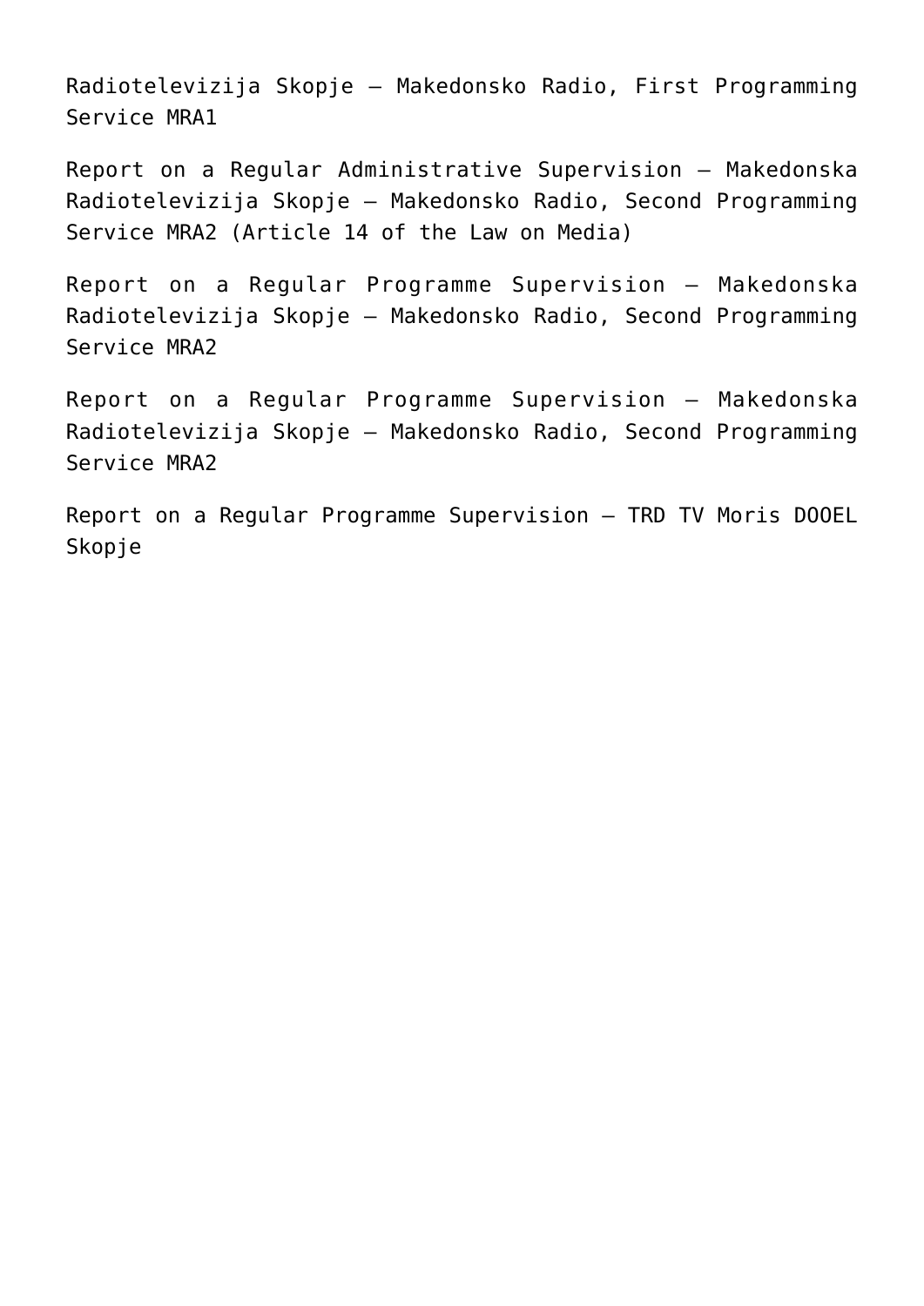Radiotelevizija Skopje – Makedonsko Radio, First Programming Service MRA1

Report on a Regular Administrative Supervision – Makedonska Radiotelevizija Skopje – Makedonsko Radio, Second Programming Service MRA2 (Article 14 of the Law on Media)

Report on a Regular Programme Supervision – Makedonska Radiotelevizija Skopje – Makedonsko Radio, Second Programming Service MRA2

Report on a Regular Programme Supervision – Makedonska Radiotelevizija Skopje – Makedonsko Radio, Second Programming Service MRA2

Report on a Regular Programme Supervision – TRD TV Moris DOOEL Skopje